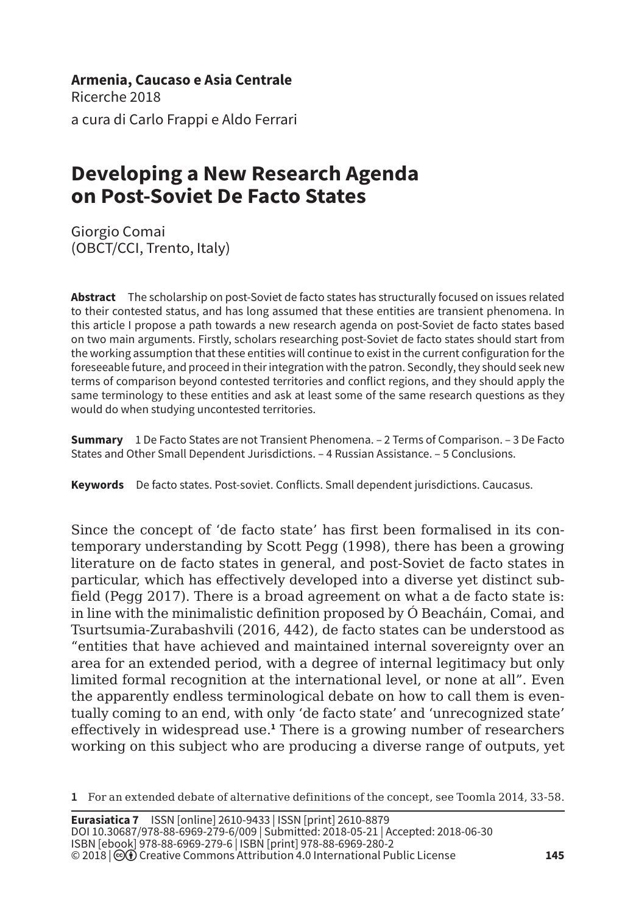**Armenia, Caucaso e Asia Centrale**
Ricerche 2018
a cura di Carlo Frappi e Aldo Ferrari

# Developing a New Research Agenda on Post-Soviet De Facto States

Giorgio Comai
(OBCT/CCI, Trento, Italy)

**Abstract** The scholarship on post-Soviet de facto states has structurally focused on issues related to their contested status, and has long assumed that these entities are transient phenomena. In this article I propose a path towards a new research agenda on post-Soviet de facto states based on two main arguments. Firstly, scholars researching post-Soviet de facto states should start from the working assumption that these entities will continue to exist in the current configuration for the foreseeable future, and proceed in their integration with the patron. Secondly, they should seek new terms of comparison beyond contested territories and conflict regions, and they should apply the same terminology to these entities and ask at least some of the same research questions as they would do when studying uncontested territories.

**Summary** 1 De Facto States are not Transient Phenomena. – 2 Terms of Comparison. – 3 De Facto States and Other Small Dependent Jurisdictions. – 4 Russian Assistance. – 5 Conclusions.

**Keywords** De facto states. Post-soviet. Conflicts. Small dependent jurisdictions. Caucasus.

Since the concept of 'de facto state' has first been formalised in its contemporary understanding by Scott Pegg (1998), there has been a growing literature on de facto states in general, and post-Soviet de facto states in particular, which has effectively developed into a diverse yet distinct subfield (Pegg 2017). There is a broad agreement on what a de facto state is: in line with the minimalistic definition proposed by Ó Beacháin, Comai, and Tsurtsumia-Zurabashvili (2016, 442), de facto states can be understood as "entities that have achieved and maintained internal sovereignty over an area for an extended period, with a degree of internal legitimacy but only limited formal recognition at the international level, or none at all". Even the apparently endless terminological debate on how to call them is eventually coming to an end, with only 'de facto state' and 'unrecognized state' effectively in widespread use.[1] There is a growing number of researchers working on this subject who are producing a diverse range of outputs, yet

[1] For an extended debate of alternative definitions of the concept, see Toomla 2014, 33-58.

**Eurasiatica 7** ISSN [online] 2610-9433 | ISSN [print] 2610-8879
DOI 10.30687/978-88-6969-279-6/009 | Submitted: 2018-05-21 | Accepted: 2018-06-30
ISBN [ebook] 978-88-6969-279-6 | ISBN [print] 978-88-6969-280-2
© 2018 | Creative Commons Attribution 4.0 International Public License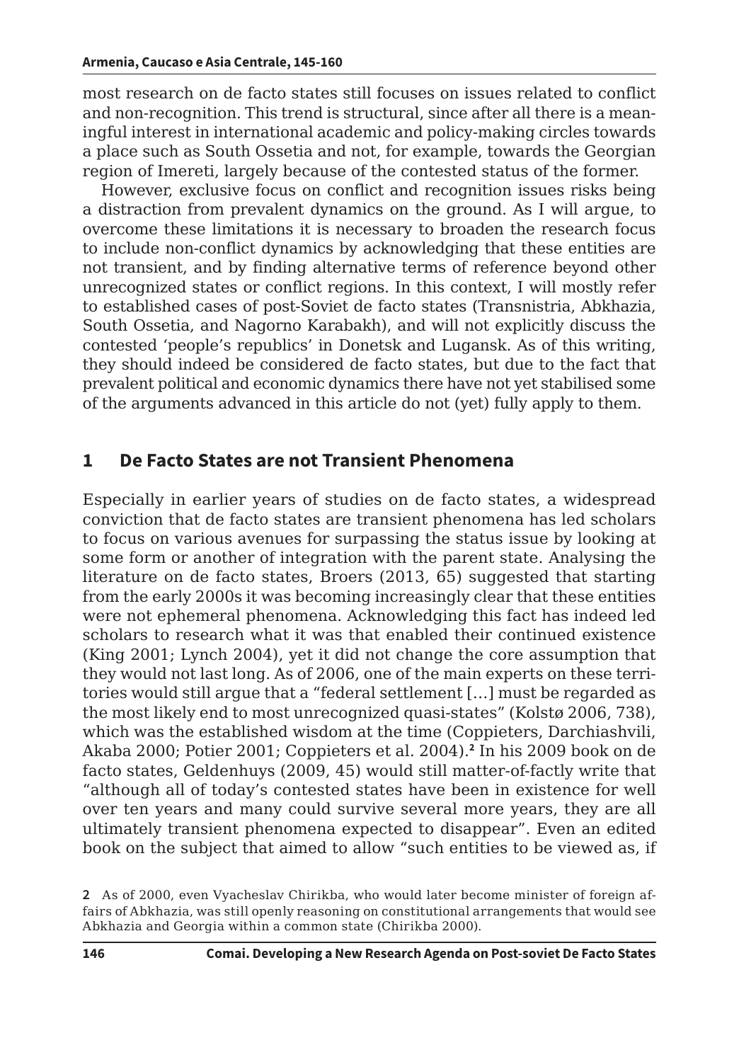most research on de facto states still focuses on issues related to conflict and non-recognition. This trend is structural, since after all there is a meaningful interest in international academic and policy-making circles towards a place such as South Ossetia and not, for example, towards the Georgian region of Imereti, largely because of the contested status of the former.

However, exclusive focus on conflict and recognition issues risks being a distraction from prevalent dynamics on the ground. As I will argue, to overcome these limitations it is necessary to broaden the research focus to include non-conflict dynamics by acknowledging that these entities are not transient, and by finding alternative terms of reference beyond other unrecognized states or conflict regions. In this context, I will mostly refer to established cases of post-Soviet de facto states (Transnistria, Abkhazia, South Ossetia, and Nagorno Karabakh), and will not explicitly discuss the contested 'people's republics' in Donetsk and Lugansk. As of this writing, they should indeed be considered de facto states, but due to the fact that prevalent political and economic dynamics there have not yet stabilised some of the arguments advanced in this article do not (yet) fully apply to them.

## 1 De Facto States are not Transient Phenomena

Especially in earlier years of studies on de facto states, a widespread conviction that de facto states are transient phenomena has led scholars to focus on various avenues for surpassing the status issue by looking at some form or another of integration with the parent state. Analysing the literature on de facto states, Broers (2013, 65) suggested that starting from the early 2000s it was becoming increasingly clear that these entities were not ephemeral phenomena. Acknowledging this fact has indeed led scholars to research what it was that enabled their continued existence (King 2001; Lynch 2004), yet it did not change the core assumption that they would not last long. As of 2006, one of the main experts on these territories would still argue that a "federal settlement […] must be regarded as the most likely end to most unrecognized quasi-states" (Kolstø 2006, 738), which was the established wisdom at the time (Coppieters, Darchiashvili, Akaba 2000; Potier 2001; Coppieters et al. 2004).[2] In his 2009 book on de facto states, Geldenhuys (2009, 45) would still matter-of-factly write that "although all of today's contested states have been in existence for well over ten years and many could survive several more years, they are all ultimately transient phenomena expected to disappear". Even an edited book on the subject that aimed to allow "such entities to be viewed as, if

[2] As of 2000, even Vyacheslav Chirikba, who would later become minister of foreign affairs of Abkhazia, was still openly reasoning on constitutional arrangements that would see Abkhazia and Georgia within a common state (Chirikba 2000).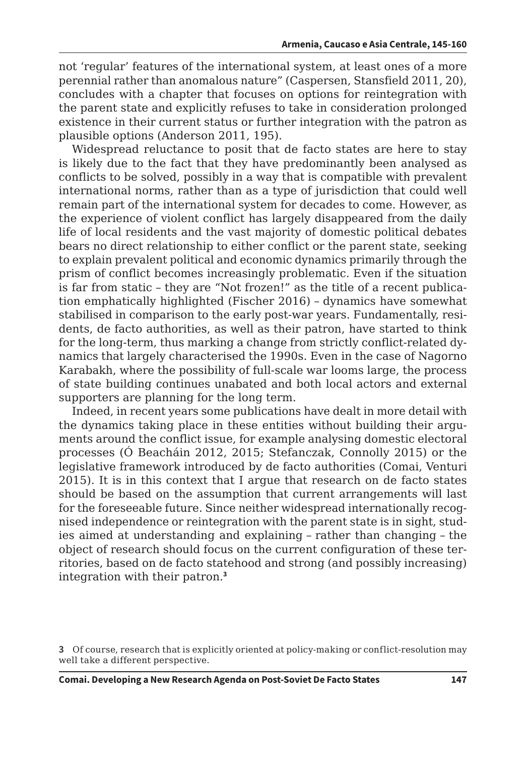not 'regular' features of the international system, at least ones of a more perennial rather than anomalous nature" (Caspersen, Stansfield 2011, 20), concludes with a chapter that focuses on options for reintegration with the parent state and explicitly refuses to take in consideration prolonged existence in their current status or further integration with the patron as plausible options (Anderson 2011, 195).

Widespread reluctance to posit that de facto states are here to stay is likely due to the fact that they have predominantly been analysed as conflicts to be solved, possibly in a way that is compatible with prevalent international norms, rather than as a type of jurisdiction that could well remain part of the international system for decades to come. However, as the experience of violent conflict has largely disappeared from the daily life of local residents and the vast majority of domestic political debates bears no direct relationship to either conflict or the parent state, seeking to explain prevalent political and economic dynamics primarily through the prism of conflict becomes increasingly problematic. Even if the situation is far from static – they are "Not frozen!" as the title of a recent publication emphatically highlighted (Fischer 2016) – dynamics have somewhat stabilised in comparison to the early post-war years. Fundamentally, residents, de facto authorities, as well as their patron, have started to think for the long-term, thus marking a change from strictly conflict-related dynamics that largely characterised the 1990s. Even in the case of Nagorno Karabakh, where the possibility of full-scale war looms large, the process of state building continues unabated and both local actors and external supporters are planning for the long term.

Indeed, in recent years some publications have dealt in more detail with the dynamics taking place in these entities without building their arguments around the conflict issue, for example analysing domestic electoral processes (Ó Beacháin 2012, 2015; Stefanczak, Connolly 2015) or the legislative framework introduced by de facto authorities (Comai, Venturi 2015). It is in this context that I argue that research on de facto states should be based on the assumption that current arrangements will last for the foreseeable future. Since neither widespread internationally recognised independence or reintegration with the parent state is in sight, studies aimed at understanding and explaining – rather than changing – the object of research should focus on the current configuration of these territories, based on de facto statehood and strong (and possibly increasing) integration with their patron.[3]

[3] Of course, research that is explicitly oriented at policy-making or conflict-resolution may well take a different perspective.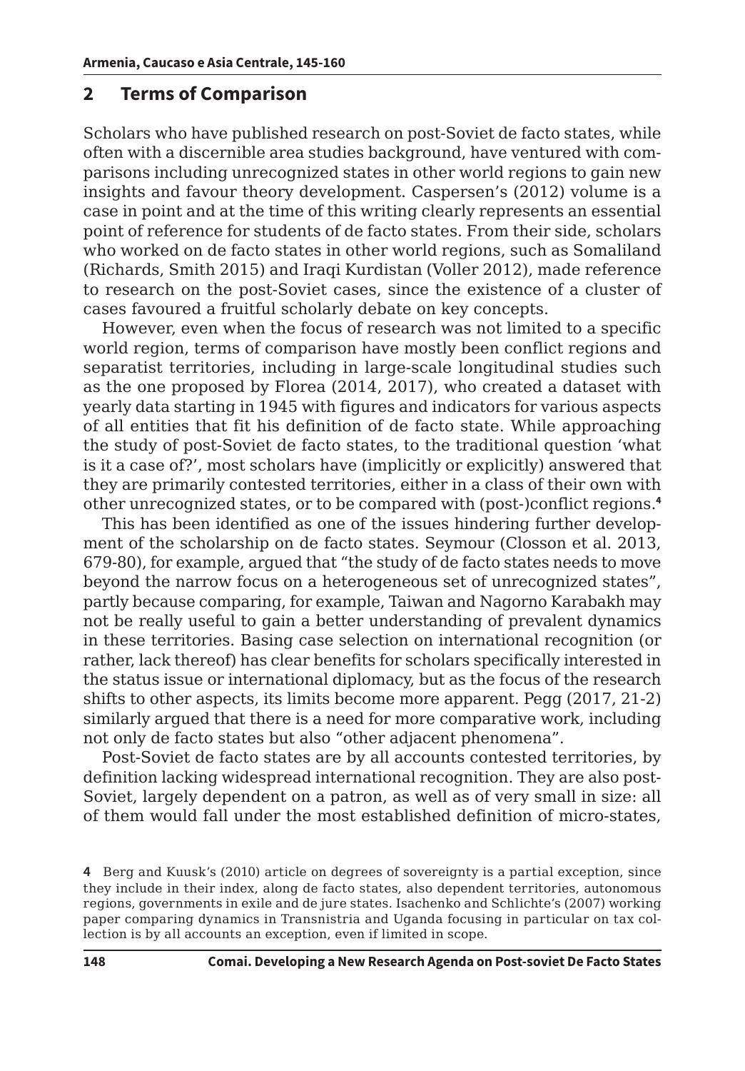## 2 Terms of Comparison

Scholars who have published research on post-Soviet de facto states, while often with a discernible area studies background, have ventured with comparisons including unrecognized states in other world regions to gain new insights and favour theory development. Caspersen's (2012) volume is a case in point and at the time of this writing clearly represents an essential point of reference for students of de facto states. From their side, scholars who worked on de facto states in other world regions, such as Somaliland (Richards, Smith 2015) and Iraqi Kurdistan (Voller 2012), made reference to research on the post-Soviet cases, since the existence of a cluster of cases favoured a fruitful scholarly debate on key concepts.

However, even when the focus of research was not limited to a specific world region, terms of comparison have mostly been conflict regions and separatist territories, including in large-scale longitudinal studies such as the one proposed by Florea (2014, 2017), who created a dataset with yearly data starting in 1945 with figures and indicators for various aspects of all entities that fit his definition of de facto state. While approaching the study of post-Soviet de facto states, to the traditional question 'what is it a case of?', most scholars have (implicitly or explicitly) answered that they are primarily contested territories, either in a class of their own with other unrecognized states, or to be compared with (post-)conflict regions.[4]

This has been identified as one of the issues hindering further development of the scholarship on de facto states. Seymour (Closson et al. 2013, 679-80), for example, argued that "the study of de facto states needs to move beyond the narrow focus on a heterogeneous set of unrecognized states", partly because comparing, for example, Taiwan and Nagorno Karabakh may not be really useful to gain a better understanding of prevalent dynamics in these territories. Basing case selection on international recognition (or rather, lack thereof) has clear benefits for scholars specifically interested in the status issue or international diplomacy, but as the focus of the research shifts to other aspects, its limits become more apparent. Pegg (2017, 21-2) similarly argued that there is a need for more comparative work, including not only de facto states but also "other adjacent phenomena".

Post-Soviet de facto states are by all accounts contested territories, by definition lacking widespread international recognition. They are also post-Soviet, largely dependent on a patron, as well as of very small in size: all of them would fall under the most established definition of micro-states,

[4] Berg and Kuusk's (2010) article on degrees of sovereignty is a partial exception, since they include in their index, along de facto states, also dependent territories, autonomous regions, governments in exile and de jure states. Isachenko and Schlichte's (2007) working paper comparing dynamics in Transnistria and Uganda focusing in particular on tax collection is by all accounts an exception, even if limited in scope.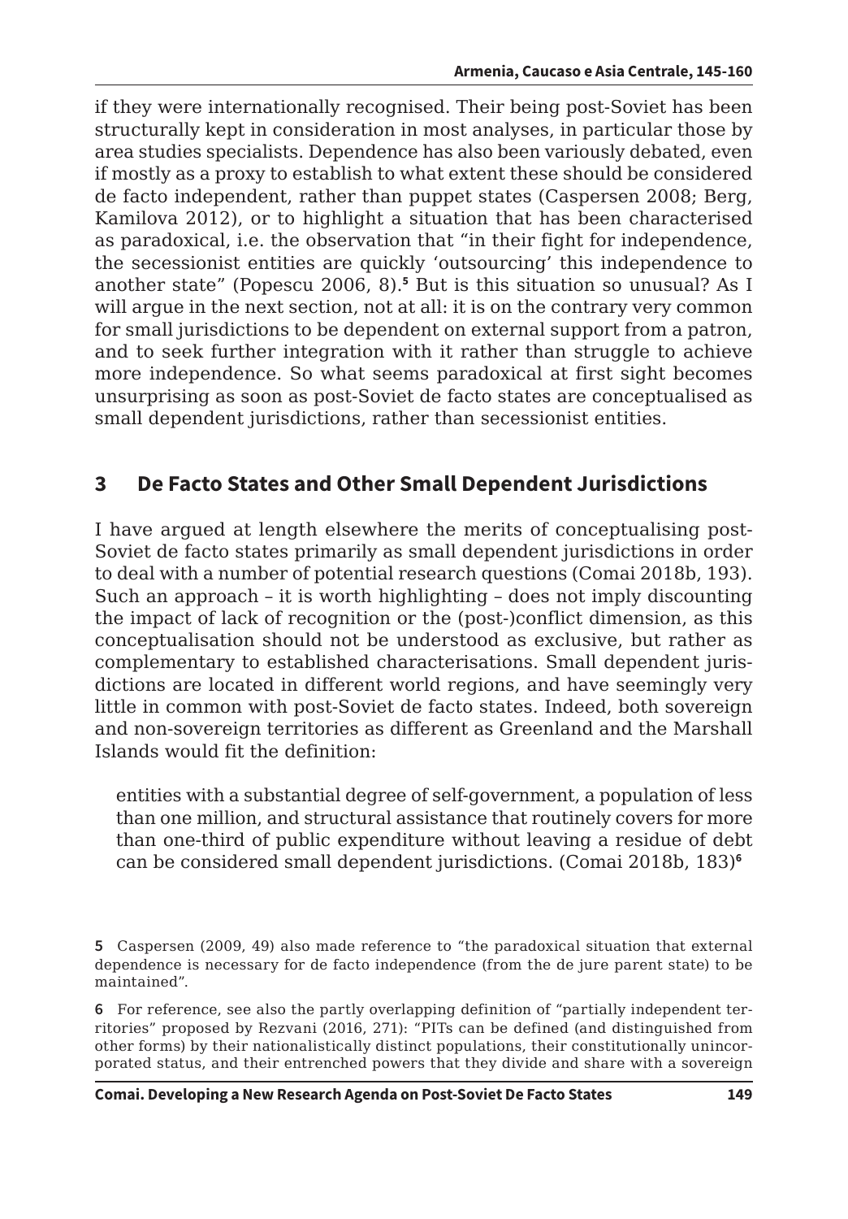if they were internationally recognised. Their being post-Soviet has been structurally kept in consideration in most analyses, in particular those by area studies specialists. Dependence has also been variously debated, even if mostly as a proxy to establish to what extent these should be considered de facto independent, rather than puppet states (Caspersen 2008; Berg, Kamilova 2012), or to highlight a situation that has been characterised as paradoxical, i.e. the observation that "in their fight for independence, the secessionist entities are quickly 'outsourcing' this independence to another state" (Popescu 2006, 8).[5] But is this situation so unusual? As I will argue in the next section, not at all: it is on the contrary very common for small jurisdictions to be dependent on external support from a patron, and to seek further integration with it rather than struggle to achieve more independence. So what seems paradoxical at first sight becomes unsurprising as soon as post-Soviet de facto states are conceptualised as small dependent jurisdictions, rather than secessionist entities.

## 3 De Facto States and Other Small Dependent Jurisdictions

I have argued at length elsewhere the merits of conceptualising post-Soviet de facto states primarily as small dependent jurisdictions in order to deal with a number of potential research questions (Comai 2018b, 193). Such an approach – it is worth highlighting – does not imply discounting the impact of lack of recognition or the (post-)conflict dimension, as this conceptualisation should not be understood as exclusive, but rather as complementary to established characterisations. Small dependent jurisdictions are located in different world regions, and have seemingly very little in common with post-Soviet de facto states. Indeed, both sovereign and non-sovereign territories as different as Greenland and the Marshall Islands would fit the definition:

> entities with a substantial degree of self-government, a population of less than one million, and structural assistance that routinely covers for more than one-third of public expenditure without leaving a residue of debt can be considered small dependent jurisdictions. (Comai 2018b, 183)[6]

---

[5] Caspersen (2009, 49) also made reference to "the paradoxical situation that external dependence is necessary for de facto independence (from the de jure parent state) to be maintained".

[6] For reference, see also the partly overlapping definition of "partially independent territories" proposed by Rezvani (2016, 271): "PITs can be defined (and distinguished from other forms) by their nationalistically distinct populations, their constitutionally unincorporated status, and their entrenched powers that they divide and share with a sovereign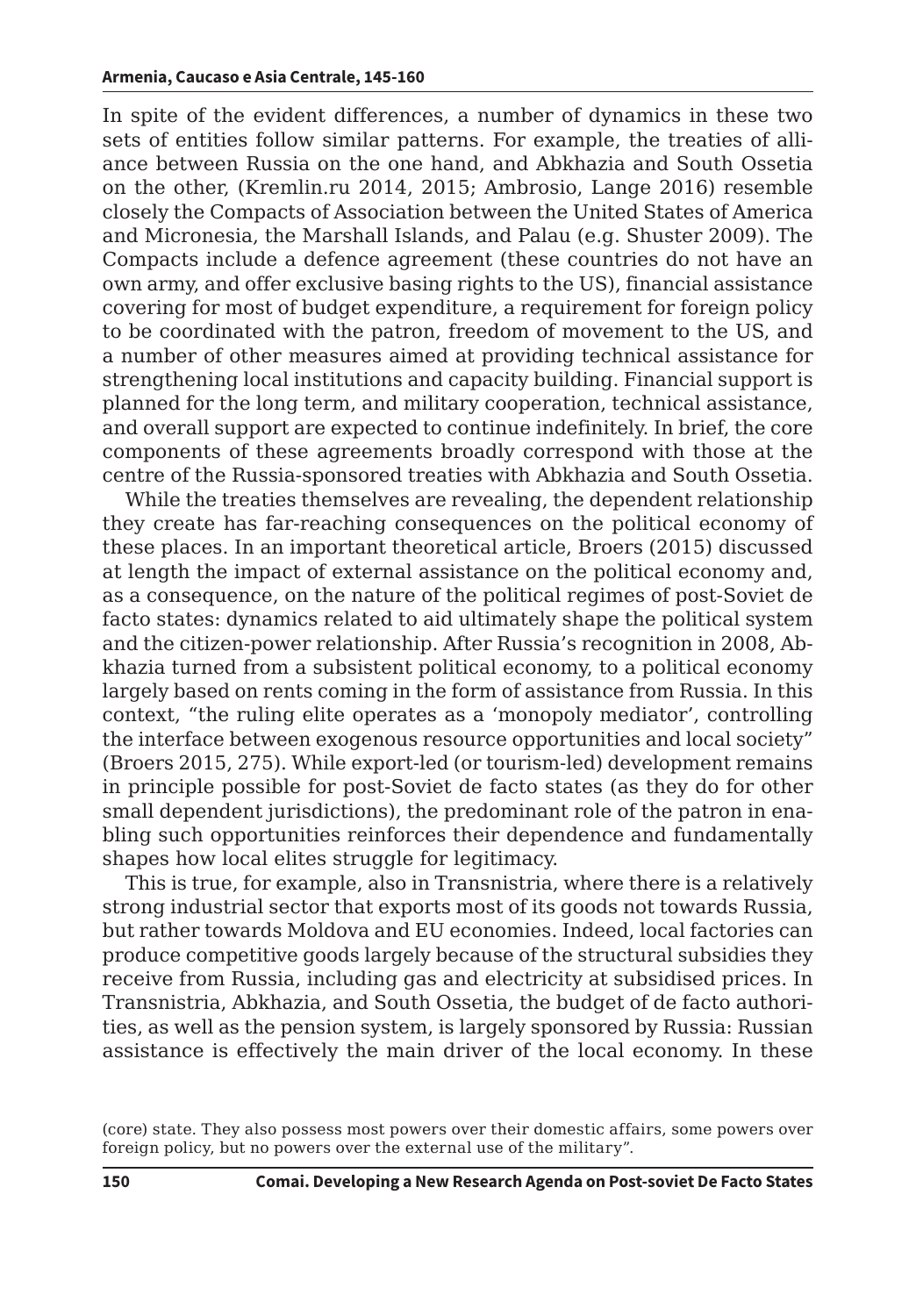In spite of the evident differences, a number of dynamics in these two sets of entities follow similar patterns. For example, the treaties of alliance between Russia on the one hand, and Abkhazia and South Ossetia on the other, (Kremlin.ru 2014, 2015; Ambrosio, Lange 2016) resemble closely the Compacts of Association between the United States of America and Micronesia, the Marshall Islands, and Palau (e.g. Shuster 2009). The Compacts include a defence agreement (these countries do not have an own army, and offer exclusive basing rights to the US), financial assistance covering for most of budget expenditure, a requirement for foreign policy to be coordinated with the patron, freedom of movement to the US, and a number of other measures aimed at providing technical assistance for strengthening local institutions and capacity building. Financial support is planned for the long term, and military cooperation, technical assistance, and overall support are expected to continue indefinitely. In brief, the core components of these agreements broadly correspond with those at the centre of the Russia-sponsored treaties with Abkhazia and South Ossetia.

While the treaties themselves are revealing, the dependent relationship they create has far-reaching consequences on the political economy of these places. In an important theoretical article, Broers (2015) discussed at length the impact of external assistance on the political economy and, as a consequence, on the nature of the political regimes of post-Soviet de facto states: dynamics related to aid ultimately shape the political system and the citizen-power relationship. After Russia's recognition in 2008, Abkhazia turned from a subsistent political economy, to a political economy largely based on rents coming in the form of assistance from Russia. In this context, "the ruling elite operates as a 'monopoly mediator', controlling the interface between exogenous resource opportunities and local society" (Broers 2015, 275). While export-led (or tourism-led) development remains in principle possible for post-Soviet de facto states (as they do for other small dependent jurisdictions), the predominant role of the patron in enabling such opportunities reinforces their dependence and fundamentally shapes how local elites struggle for legitimacy.

This is true, for example, also in Transnistria, where there is a relatively strong industrial sector that exports most of its goods not towards Russia, but rather towards Moldova and EU economies. Indeed, local factories can produce competitive goods largely because of the structural subsidies they receive from Russia, including gas and electricity at subsidised prices. In Transnistria, Abkhazia, and South Ossetia, the budget of de facto authorities, as well as the pension system, is largely sponsored by Russia: Russian assistance is effectively the main driver of the local economy. In these

(core) state. They also possess most powers over their domestic affairs, some powers over foreign policy, but no powers over the external use of the military".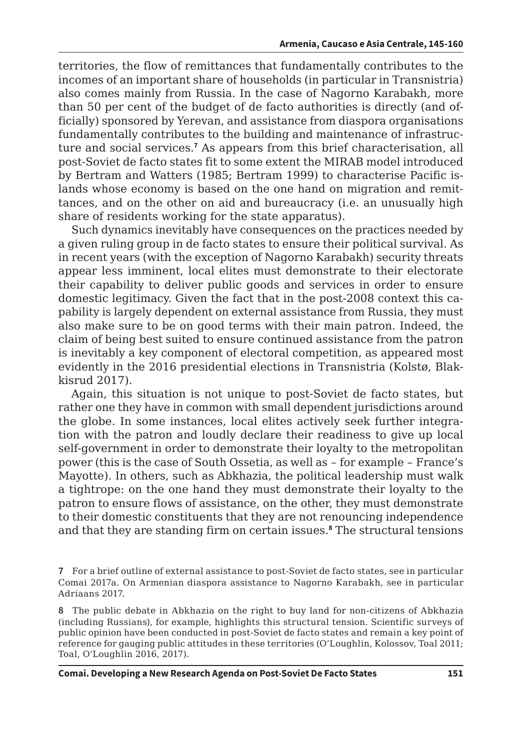territories, the flow of remittances that fundamentally contributes to the incomes of an important share of households (in particular in Transnistria) also comes mainly from Russia. In the case of Nagorno Karabakh, more than 50 per cent of the budget of de facto authorities is directly (and officially) sponsored by Yerevan, and assistance from diaspora organisations fundamentally contributes to the building and maintenance of infrastructure and social services.[7] As appears from this brief characterisation, all post-Soviet de facto states fit to some extent the MIRAB model introduced by Bertram and Watters (1985; Bertram 1999) to characterise Pacific islands whose economy is based on the one hand on migration and remittances, and on the other on aid and bureaucracy (i.e. an unusually high share of residents working for the state apparatus).

Such dynamics inevitably have consequences on the practices needed by a given ruling group in de facto states to ensure their political survival. As in recent years (with the exception of Nagorno Karabakh) security threats appear less imminent, local elites must demonstrate to their electorate their capability to deliver public goods and services in order to ensure domestic legitimacy. Given the fact that in the post-2008 context this capability is largely dependent on external assistance from Russia, they must also make sure to be on good terms with their main patron. Indeed, the claim of being best suited to ensure continued assistance from the patron is inevitably a key component of electoral competition, as appeared most evidently in the 2016 presidential elections in Transnistria (Kolstø, Blakkisrud 2017).

Again, this situation is not unique to post-Soviet de facto states, but rather one they have in common with small dependent jurisdictions around the globe. In some instances, local elites actively seek further integration with the patron and loudly declare their readiness to give up local self-government in order to demonstrate their loyalty to the metropolitan power (this is the case of South Ossetia, as well as – for example – France's Mayotte). In others, such as Abkhazia, the political leadership must walk a tightrope: on the one hand they must demonstrate their loyalty to the patron to ensure flows of assistance, on the other, they must demonstrate to their domestic constituents that they are not renouncing independence and that they are standing firm on certain issues.[8] The structural tensions

7 For a brief outline of external assistance to post-Soviet de facto states, see in particular Comai 2017a. On Armenian diaspora assistance to Nagorno Karabakh, see in particular Adriaans 2017.

8 The public debate in Abkhazia on the right to buy land for non-citizens of Abkhazia (including Russians), for example, highlights this structural tension. Scientific surveys of public opinion have been conducted in post-Soviet de facto states and remain a key point of reference for gauging public attitudes in these territories (O'Loughlin, Kolossov, Toal 2011; Toal, O'Loughlin 2016, 2017).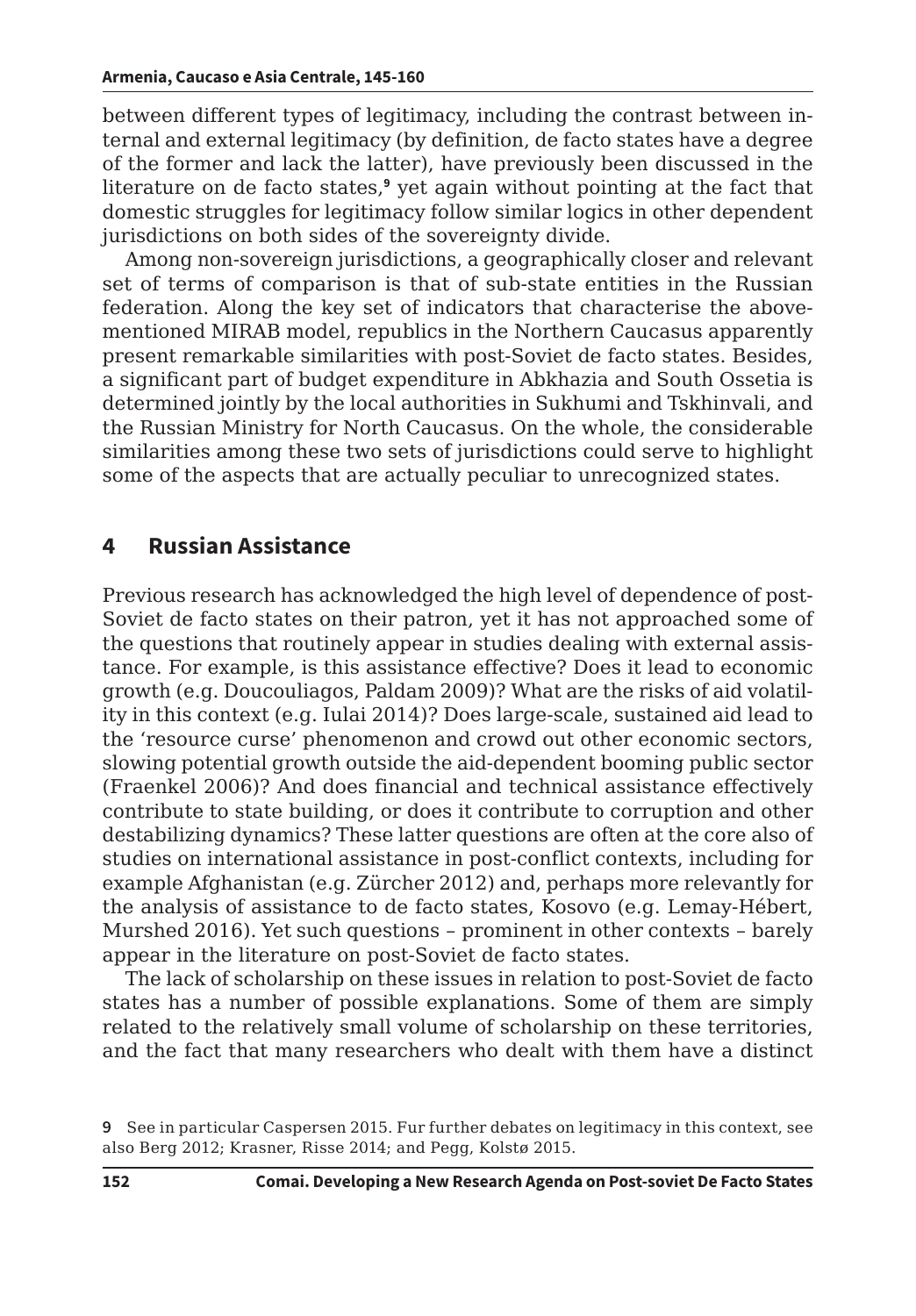between different types of legitimacy, including the contrast between internal and external legitimacy (by definition, de facto states have a degree of the former and lack the latter), have previously been discussed in the literature on de facto states,[9] yet again without pointing at the fact that domestic struggles for legitimacy follow similar logics in other dependent jurisdictions on both sides of the sovereignty divide.

Among non-sovereign jurisdictions, a geographically closer and relevant set of terms of comparison is that of sub-state entities in the Russian federation. Along the key set of indicators that characterise the above-mentioned MIRAB model, republics in the Northern Caucasus apparently present remarkable similarities with post-Soviet de facto states. Besides, a significant part of budget expenditure in Abkhazia and South Ossetia is determined jointly by the local authorities in Sukhumi and Tskhinvali, and the Russian Ministry for North Caucasus. On the whole, the considerable similarities among these two sets of jurisdictions could serve to highlight some of the aspects that are actually peculiar to unrecognized states.

## 4 Russian Assistance

Previous research has acknowledged the high level of dependence of post-Soviet de facto states on their patron, yet it has not approached some of the questions that routinely appear in studies dealing with external assistance. For example, is this assistance effective? Does it lead to economic growth (e.g. Doucouliagos, Paldam 2009)? What are the risks of aid volatility in this context (e.g. Iulai 2014)? Does large-scale, sustained aid lead to the 'resource curse' phenomenon and crowd out other economic sectors, slowing potential growth outside the aid-dependent booming public sector (Fraenkel 2006)? And does financial and technical assistance effectively contribute to state building, or does it contribute to corruption and other destabilizing dynamics? These latter questions are often at the core also of studies on international assistance in post-conflict contexts, including for example Afghanistan (e.g. Zürcher 2012) and, perhaps more relevantly for the analysis of assistance to de facto states, Kosovo (e.g. Lemay-Hébert, Murshed 2016). Yet such questions – prominent in other contexts – barely appear in the literature on post-Soviet de facto states.

The lack of scholarship on these issues in relation to post-Soviet de facto states has a number of possible explanations. Some of them are simply related to the relatively small volume of scholarship on these territories, and the fact that many researchers who dealt with them have a distinct

[9] See in particular Caspersen 2015. Fur further debates on legitimacy in this context, see also Berg 2012; Krasner, Risse 2014; and Pegg, Kolstø 2015.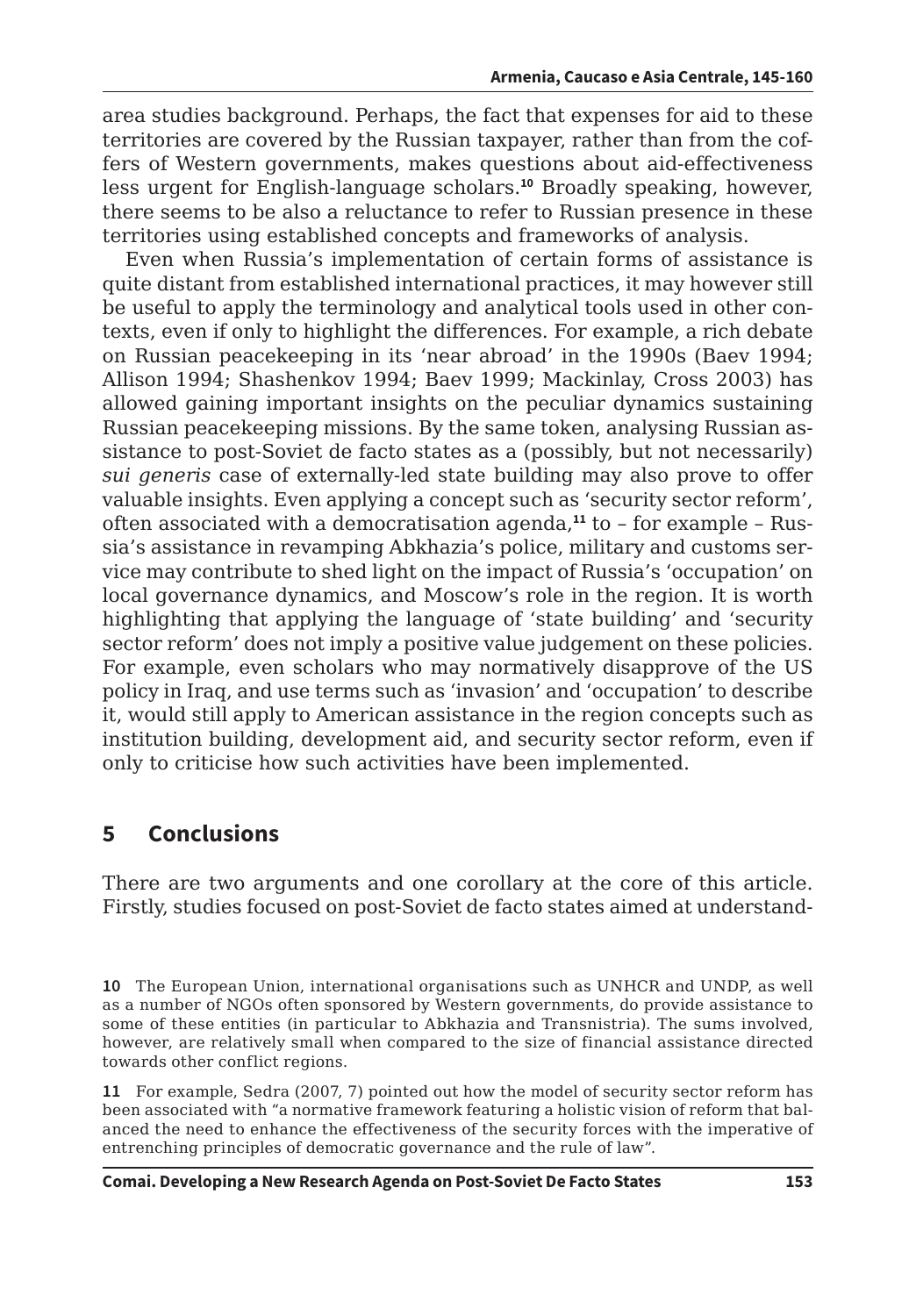area studies background. Perhaps, the fact that expenses for aid to these territories are covered by the Russian taxpayer, rather than from the coffers of Western governments, makes questions about aid-effectiveness less urgent for English-language scholars.[10] Broadly speaking, however, there seems to be also a reluctance to refer to Russian presence in these territories using established concepts and frameworks of analysis.

Even when Russia's implementation of certain forms of assistance is quite distant from established international practices, it may however still be useful to apply the terminology and analytical tools used in other contexts, even if only to highlight the differences. For example, a rich debate on Russian peacekeeping in its 'near abroad' in the 1990s (Baev 1994; Allison 1994; Shashenkov 1994; Baev 1999; Mackinlay, Cross 2003) has allowed gaining important insights on the peculiar dynamics sustaining Russian peacekeeping missions. By the same token, analysing Russian assistance to post-Soviet de facto states as a (possibly, but not necessarily) *sui generis* case of externally-led state building may also prove to offer valuable insights. Even applying a concept such as 'security sector reform', often associated with a democratisation agenda,[11] to – for example – Russia's assistance in revamping Abkhazia's police, military and customs service may contribute to shed light on the impact of Russia's 'occupation' on local governance dynamics, and Moscow's role in the region. It is worth highlighting that applying the language of 'state building' and 'security sector reform' does not imply a positive value judgement on these policies. For example, even scholars who may normatively disapprove of the US policy in Iraq, and use terms such as 'invasion' and 'occupation' to describe it, would still apply to American assistance in the region concepts such as institution building, development aid, and security sector reform, even if only to criticise how such activities have been implemented.

## 5 Conclusions

There are two arguments and one corollary at the core of this article. Firstly, studies focused on post-Soviet de facto states aimed at understand-

---

10 The European Union, international organisations such as UNHCR and UNDP, as well as a number of NGOs often sponsored by Western governments, do provide assistance to some of these entities (in particular to Abkhazia and Transnistria). The sums involved, however, are relatively small when compared to the size of financial assistance directed towards other conflict regions.

11 For example, Sedra (2007, 7) pointed out how the model of security sector reform has been associated with "a normative framework featuring a holistic vision of reform that balanced the need to enhance the effectiveness of the security forces with the imperative of entrenching principles of democratic governance and the rule of law".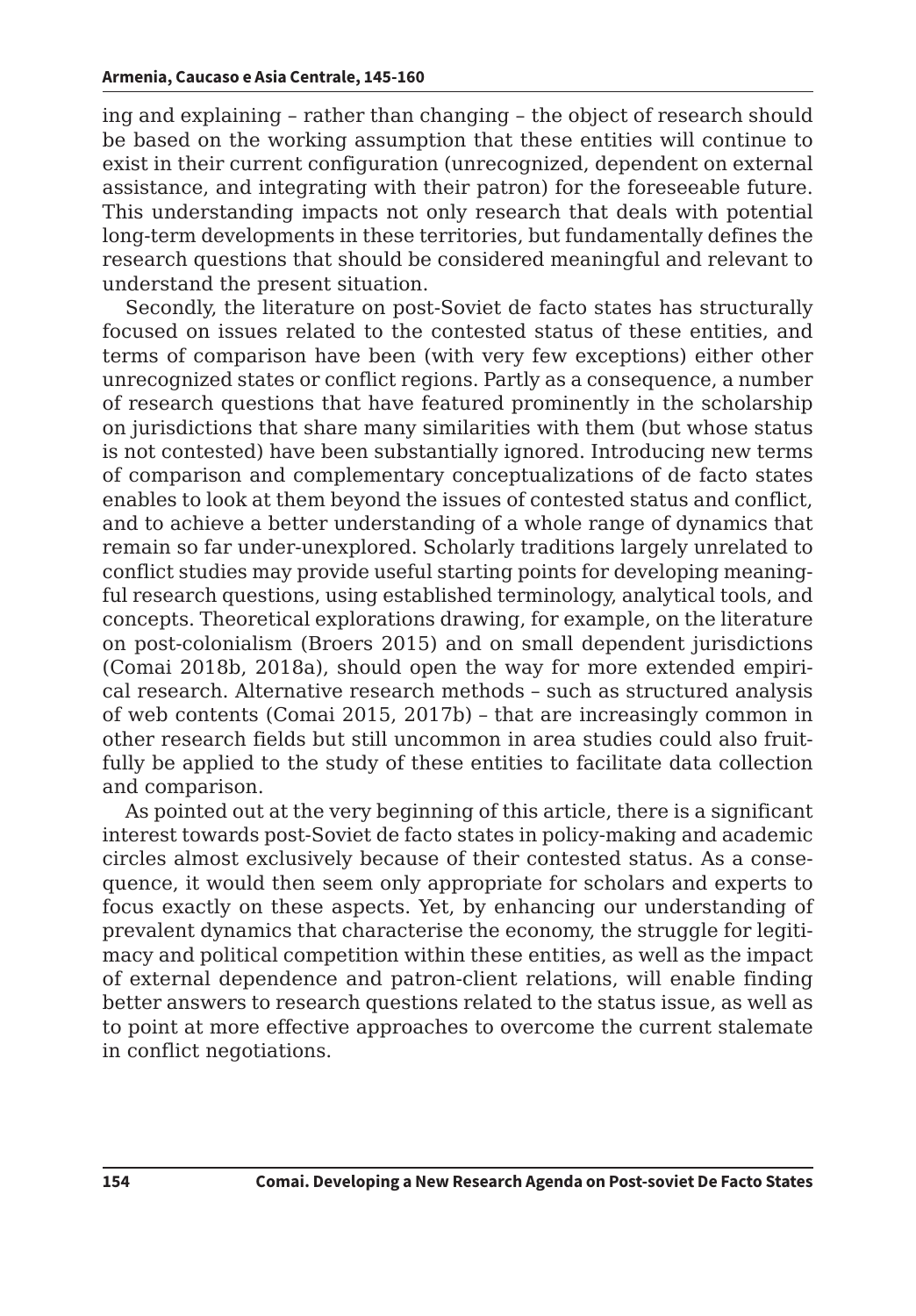ing and explaining – rather than changing – the object of research should be based on the working assumption that these entities will continue to exist in their current configuration (unrecognized, dependent on external assistance, and integrating with their patron) for the foreseeable future. This understanding impacts not only research that deals with potential long-term developments in these territories, but fundamentally defines the research questions that should be considered meaningful and relevant to understand the present situation.

Secondly, the literature on post-Soviet de facto states has structurally focused on issues related to the contested status of these entities, and terms of comparison have been (with very few exceptions) either other unrecognized states or conflict regions. Partly as a consequence, a number of research questions that have featured prominently in the scholarship on jurisdictions that share many similarities with them (but whose status is not contested) have been substantially ignored. Introducing new terms of comparison and complementary conceptualizations of de facto states enables to look at them beyond the issues of contested status and conflict, and to achieve a better understanding of a whole range of dynamics that remain so far under-unexplored. Scholarly traditions largely unrelated to conflict studies may provide useful starting points for developing meaningful research questions, using established terminology, analytical tools, and concepts. Theoretical explorations drawing, for example, on the literature on post-colonialism (Broers 2015) and on small dependent jurisdictions (Comai 2018b, 2018a), should open the way for more extended empirical research. Alternative research methods – such as structured analysis of web contents (Comai 2015, 2017b) – that are increasingly common in other research fields but still uncommon in area studies could also fruitfully be applied to the study of these entities to facilitate data collection and comparison.

As pointed out at the very beginning of this article, there is a significant interest towards post-Soviet de facto states in policy-making and academic circles almost exclusively because of their contested status. As a consequence, it would then seem only appropriate for scholars and experts to focus exactly on these aspects. Yet, by enhancing our understanding of prevalent dynamics that characterise the economy, the struggle for legitimacy and political competition within these entities, as well as the impact of external dependence and patron-client relations, will enable finding better answers to research questions related to the status issue, as well as to point at more effective approaches to overcome the current stalemate in conflict negotiations.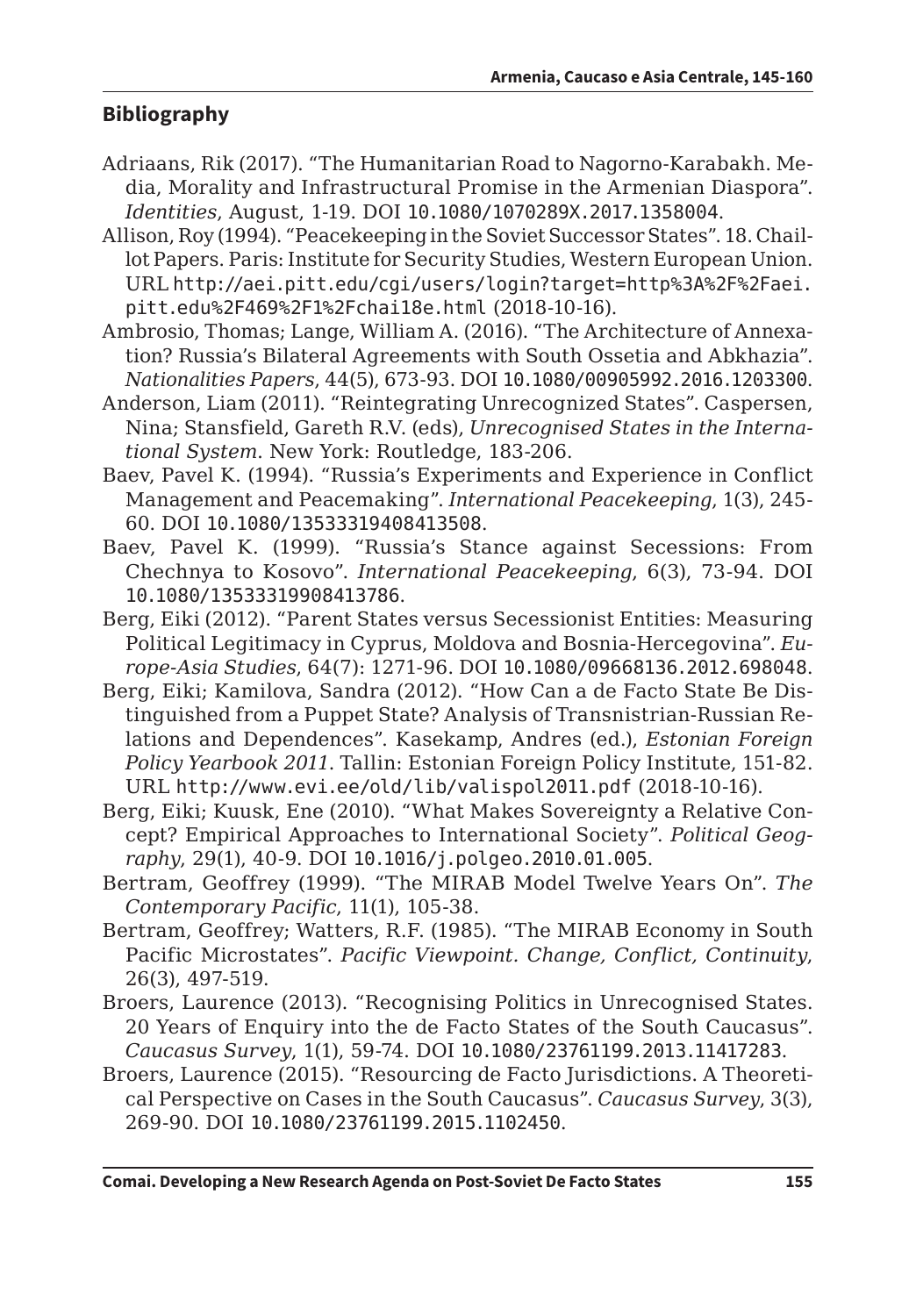## Bibliography

Adriaans, Rik (2017). "The Humanitarian Road to Nagorno-Karabakh. Media, Morality and Infrastructural Promise in the Armenian Diaspora". *Identities*, August, 1-19. DOI 10.1080/1070289X.2017.1358004.

Allison, Roy (1994). "Peacekeeping in the Soviet Successor States". 18. Chaillot Papers. Paris: Institute for Security Studies, Western European Union. URL http://aei.pitt.edu/cgi/users/login?target=http%3A%2F%2Faei.pitt.edu%2F469%2F1%2Fchai18e.html (2018-10-16).

Ambrosio, Thomas; Lange, William A. (2016). "The Architecture of Annexation? Russia's Bilateral Agreements with South Ossetia and Abkhazia". *Nationalities Papers*, 44(5), 673-93. DOI 10.1080/00905992.2016.1203300.

Anderson, Liam (2011). "Reintegrating Unrecognized States". Caspersen, Nina; Stansfield, Gareth R.V. (eds), *Unrecognised States in the International System*. New York: Routledge, 183-206.

Baev, Pavel K. (1994). "Russia's Experiments and Experience in Conflict Management and Peacemaking". *International Peacekeeping*, 1(3), 245-60. DOI 10.1080/13533319408413508.

Baev, Pavel K. (1999). "Russia's Stance against Secessions: From Chechnya to Kosovo". *International Peacekeeping*, 6(3), 73-94. DOI 10.1080/13533319908413786.

Berg, Eiki (2012). "Parent States versus Secessionist Entities: Measuring Political Legitimacy in Cyprus, Moldova and Bosnia-Hercegovina". *Europe-Asia Studies*, 64(7): 1271-96. DOI 10.1080/09668136.2012.698048.

Berg, Eiki; Kamilova, Sandra (2012). "How Can a de Facto State Be Distinguished from a Puppet State? Analysis of Transnistrian-Russian Relations and Dependences". Kasekamp, Andres (ed.), *Estonian Foreign Policy Yearbook 2011*. Tallin: Estonian Foreign Policy Institute, 151-82. URL http://www.evi.ee/old/lib/valispol2011.pdf (2018-10-16).

Berg, Eiki; Kuusk, Ene (2010). "What Makes Sovereignty a Relative Concept? Empirical Approaches to International Society". *Political Geography*, 29(1), 40-9. DOI 10.1016/j.polgeo.2010.01.005.

Bertram, Geoffrey (1999). "The MIRAB Model Twelve Years On". *The Contemporary Pacific*, 11(1), 105-38.

Bertram, Geoffrey; Watters, R.F. (1985). "The MIRAB Economy in South Pacific Microstates". *Pacific Viewpoint. Change, Conflict, Continuity*, 26(3), 497-519.

Broers, Laurence (2013). "Recognising Politics in Unrecognised States. 20 Years of Enquiry into the de Facto States of the South Caucasus". *Caucasus Survey*, 1(1), 59-74. DOI 10.1080/23761199.2013.11417283.

Broers, Laurence (2015). "Resourcing de Facto Jurisdictions. A Theoretical Perspective on Cases in the South Caucasus". *Caucasus Survey*, 3(3), 269-90. DOI 10.1080/23761199.2015.1102450.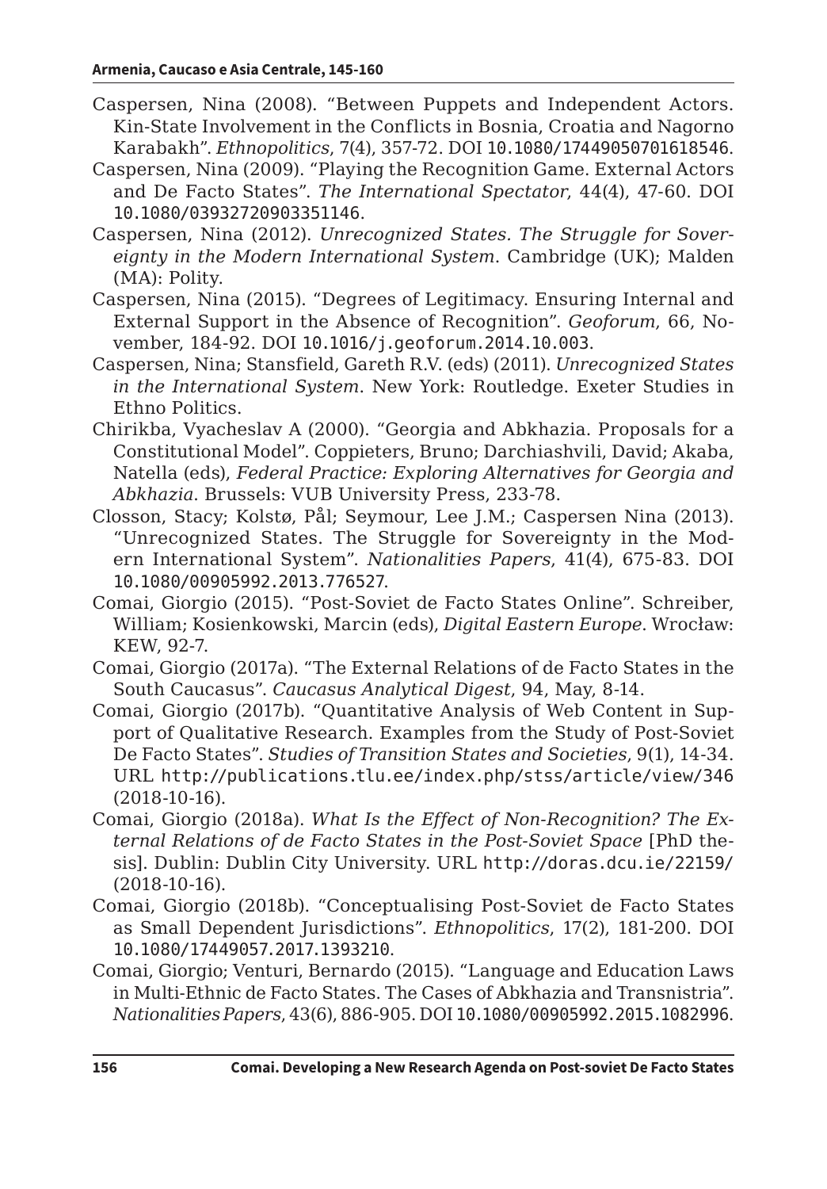Caspersen, Nina (2008). "Between Puppets and Independent Actors. Kin-State Involvement in the Conflicts in Bosnia, Croatia and Nagorno Karabakh". *Ethnopolitics*, 7(4), 357-72. DOI 10.1080/17449050701618546.

Caspersen, Nina (2009). "Playing the Recognition Game. External Actors and De Facto States". *The International Spectator*, 44(4), 47-60. DOI 10.1080/03932720903351146.

Caspersen, Nina (2012). *Unrecognized States. The Struggle for Sovereignty in the Modern International System*. Cambridge (UK); Malden (MA): Polity.

Caspersen, Nina (2015). "Degrees of Legitimacy. Ensuring Internal and External Support in the Absence of Recognition". *Geoforum*, 66, November, 184-92. DOI 10.1016/j.geoforum.2014.10.003.

Caspersen, Nina; Stansfield, Gareth R.V. (eds) (2011). *Unrecognized States in the International System*. New York: Routledge. Exeter Studies in Ethno Politics.

Chirikba, Vyacheslav A (2000). "Georgia and Abkhazia. Proposals for a Constitutional Model". Coppieters, Bruno; Darchiashvili, David; Akaba, Natella (eds), *Federal Practice: Exploring Alternatives for Georgia and Abkhazia*. Brussels: VUB University Press, 233-78.

Closson, Stacy; Kolstø, Pål; Seymour, Lee J.M.; Caspersen Nina (2013). "Unrecognized States. The Struggle for Sovereignty in the Modern International System". *Nationalities Papers*, 41(4), 675-83. DOI 10.1080/00905992.2013.776527.

Comai, Giorgio (2015). "Post-Soviet de Facto States Online". Schreiber, William; Kosienkowski, Marcin (eds), *Digital Eastern Europe*. Wrocław: KEW, 92-7.

Comai, Giorgio (2017a). "The External Relations of de Facto States in the South Caucasus". *Caucasus Analytical Digest*, 94, May, 8-14.

Comai, Giorgio (2017b). "Quantitative Analysis of Web Content in Support of Qualitative Research. Examples from the Study of Post-Soviet De Facto States". *Studies of Transition States and Societies*, 9(1), 14-34. URL http://publications.tlu.ee/index.php/stss/article/view/346 (2018-10-16).

Comai, Giorgio (2018a). *What Is the Effect of Non-Recognition? The External Relations of de Facto States in the Post-Soviet Space* [PhD thesis]. Dublin: Dublin City University. URL http://doras.dcu.ie/22159/ (2018-10-16).

Comai, Giorgio (2018b). "Conceptualising Post-Soviet de Facto States as Small Dependent Jurisdictions". *Ethnopolitics*, 17(2), 181-200. DOI 10.1080/17449057.2017.1393210.

Comai, Giorgio; Venturi, Bernardo (2015). "Language and Education Laws in Multi-Ethnic de Facto States. The Cases of Abkhazia and Transnistria". *Nationalities Papers*, 43(6), 886-905. DOI 10.1080/00905992.2015.1082996.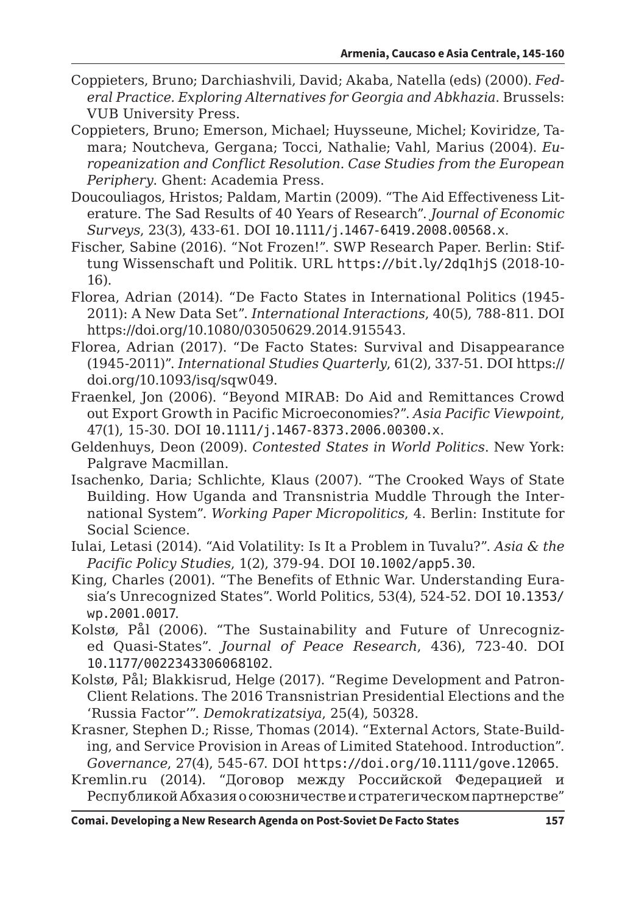Coppieters, Bruno; Darchiashvili, David; Akaba, Natella (eds) (2000). *Federal Practice. Exploring Alternatives for Georgia and Abkhazia*. Brussels: VUB University Press.

Coppieters, Bruno; Emerson, Michael; Huysseune, Michel; Koviridze, Tamara; Noutcheva, Gergana; Tocci, Nathalie; Vahl, Marius (2004). *Europeanization and Conflict Resolution. Case Studies from the European Periphery*. Ghent: Academia Press.

Doucouliagos, Hristos; Paldam, Martin (2009). "The Aid Effectiveness Literature. The Sad Results of 40 Years of Research". *Journal of Economic Surveys*, 23(3), 433-61. DOI 10.1111/j.1467-6419.2008.00568.x.

Fischer, Sabine (2016). "Not Frozen!". SWP Research Paper. Berlin: Stiftung Wissenschaft und Politik. URL https://bit.ly/2dq1hjS (2018-10-16).

Florea, Adrian (2014). "De Facto States in International Politics (1945-2011): A New Data Set". *International Interactions*, 40(5), 788-811. DOI https://doi.org/10.1080/03050629.2014.915543.

Florea, Adrian (2017). "De Facto States: Survival and Disappearance (1945-2011)". *International Studies Quarterly*, 61(2), 337-51. DOI https://doi.org/10.1093/isq/sqw049.

Fraenkel, Jon (2006). "Beyond MIRAB: Do Aid and Remittances Crowd out Export Growth in Pacific Microeconomies?". *Asia Pacific Viewpoint*, 47(1), 15-30. DOI 10.1111/j.1467-8373.2006.00300.x.

Geldenhuys, Deon (2009). *Contested States in World Politics*. New York: Palgrave Macmillan.

Isachenko, Daria; Schlichte, Klaus (2007). "The Crooked Ways of State Building. How Uganda and Transnistria Muddle Through the International System". *Working Paper Micropolitics*, 4. Berlin: Institute for Social Science.

Iulai, Letasi (2014). "Aid Volatility: Is It a Problem in Tuvalu?". *Asia & the Pacific Policy Studies*, 1(2), 379-94. DOI 10.1002/app5.30.

King, Charles (2001). "The Benefits of Ethnic War. Understanding Eurasia's Unrecognized States". World Politics, 53(4), 524-52. DOI 10.1353/wp.2001.0017.

Kolstø, Pål (2006). "The Sustainability and Future of Unrecognized Quasi-States". *Journal of Peace Research*, 436), 723-40. DOI 10.1177/0022343306068102.

Kolstø, Pål; Blakkisrud, Helge (2017). "Regime Development and Patron-Client Relations. The 2016 Transnistrian Presidential Elections and the 'Russia Factor'". *Demokratizatsiya*, 25(4), 50328.

Krasner, Stephen D.; Risse, Thomas (2014). "External Actors, State-Building, and Service Provision in Areas of Limited Statehood. Introduction". *Governance*, 27(4), 545-67. DOI https://doi.org/10.1111/gove.12065.

Kremlin.ru (2014). "Договор между Российской Федерацией и Республикой Абхазия о союзничестве и стратегическом партнерстве"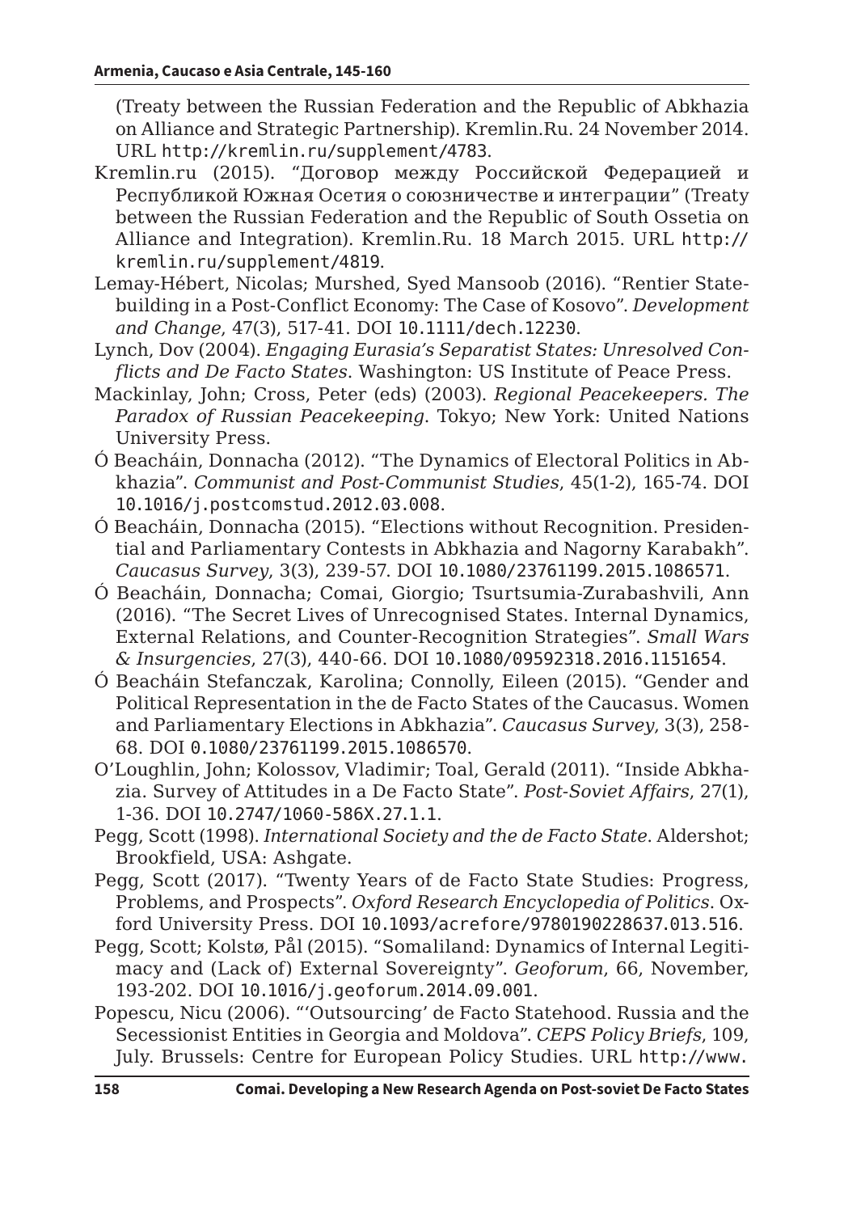(Treaty between the Russian Federation and the Republic of Abkhazia on Alliance and Strategic Partnership). Kremlin.Ru. 24 November 2014. URL http://kremlin.ru/supplement/4783.

Kremlin.ru (2015). "Договор между Российской Федерацией и Республикой Южная Осетия о союзничестве и интеграции" (Treaty between the Russian Federation and the Republic of South Ossetia on Alliance and Integration). Kremlin.Ru. 18 March 2015. URL http://kremlin.ru/supplement/4819.

Lemay-Hébert, Nicolas; Murshed, Syed Mansoob (2016). "Rentier Statebuilding in a Post-Conflict Economy: The Case of Kosovo". *Development and Change*, 47(3), 517-41. DOI 10.1111/dech.12230.

Lynch, Dov (2004). *Engaging Eurasia's Separatist States: Unresolved Conflicts and De Facto States*. Washington: US Institute of Peace Press.

Mackinlay, John; Cross, Peter (eds) (2003). *Regional Peacekeepers. The Paradox of Russian Peacekeeping*. Tokyo; New York: United Nations University Press.

Ó Beacháin, Donnacha (2012). "The Dynamics of Electoral Politics in Abkhazia". *Communist and Post-Communist Studies*, 45(1-2), 165-74. DOI 10.1016/j.postcomstud.2012.03.008.

Ó Beacháin, Donnacha (2015). "Elections without Recognition. Presidential and Parliamentary Contests in Abkhazia and Nagorny Karabakh". *Caucasus Survey*, 3(3), 239-57. DOI 10.1080/23761199.2015.1086571.

Ó Beacháin, Donnacha; Comai, Giorgio; Tsurtsumia-Zurabashvili, Ann (2016). "The Secret Lives of Unrecognised States. Internal Dynamics, External Relations, and Counter-Recognition Strategies". *Small Wars & Insurgencies*, 27(3), 440-66. DOI 10.1080/09592318.2016.1151654.

Ó Beacháin Stefanczak, Karolina; Connolly, Eileen (2015). "Gender and Political Representation in the de Facto States of the Caucasus. Women and Parliamentary Elections in Abkhazia". *Caucasus Survey*, 3(3), 258-68. DOI 0.1080/23761199.2015.1086570.

O'Loughlin, John; Kolossov, Vladimir; Toal, Gerald (2011). "Inside Abkhazia. Survey of Attitudes in a De Facto State". *Post-Soviet Affairs*, 27(1), 1-36. DOI 10.2747/1060-586X.27.1.1.

Pegg, Scott (1998). *International Society and the de Facto State*. Aldershot; Brookfield, USA: Ashgate.

Pegg, Scott (2017). "Twenty Years of de Facto State Studies: Progress, Problems, and Prospects". *Oxford Research Encyclopedia of Politics*. Oxford University Press. DOI 10.1093/acrefore/9780190228637.013.516.

Pegg, Scott; Kolstø, Pål (2015). "Somaliland: Dynamics of Internal Legitimacy and (Lack of) External Sovereignty". *Geoforum*, 66, November, 193-202. DOI 10.1016/j.geoforum.2014.09.001.

Popescu, Nicu (2006). "'Outsourcing' de Facto Statehood. Russia and the Secessionist Entities in Georgia and Moldova". *CEPS Policy Briefs*, 109, July. Brussels: Centre for European Policy Studies. URL http://www.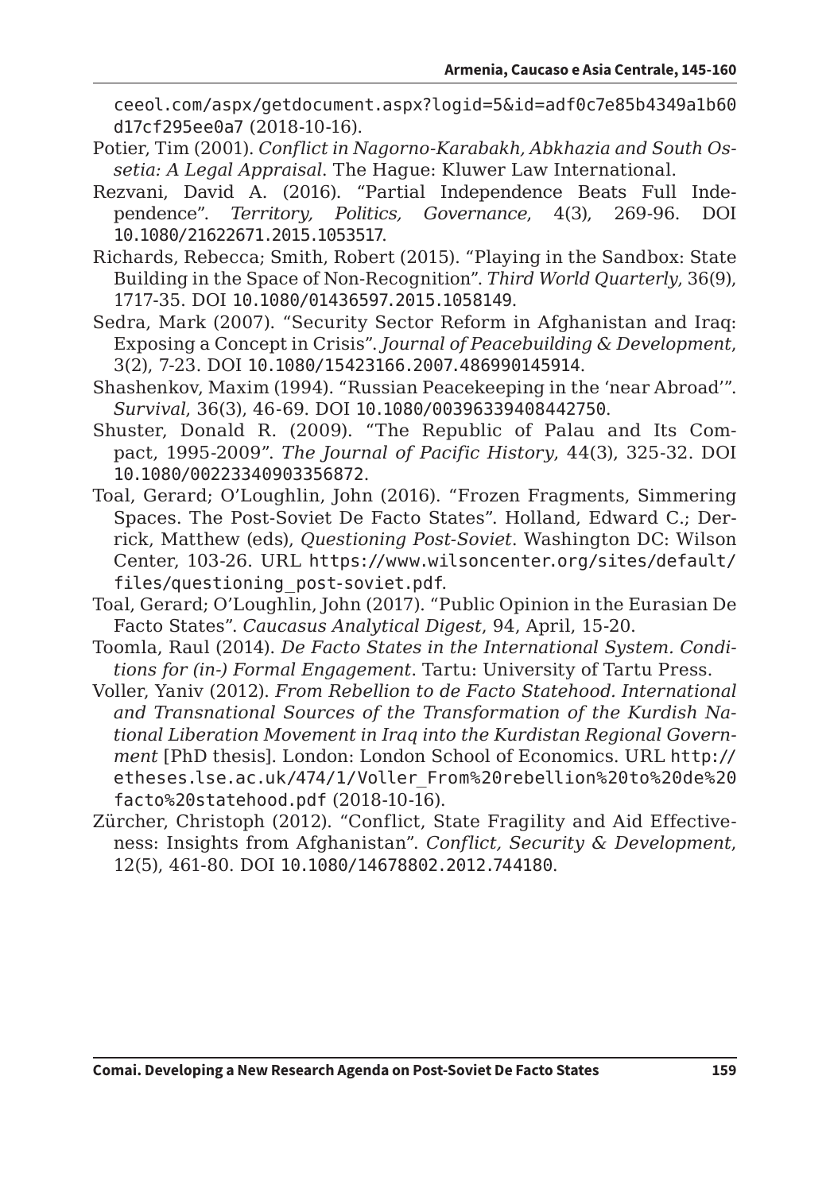ceeol.com/aspx/getdocument.aspx?logid=5&id=adf0c7e85b4349a1b60d17cf295ee0a7 (2018-10-16).

Potier, Tim (2001). *Conflict in Nagorno-Karabakh, Abkhazia and South Ossetia: A Legal Appraisal*. The Hague: Kluwer Law International.

Rezvani, David A. (2016). "Partial Independence Beats Full Independence". *Territory, Politics, Governance*, 4(3), 269-96. DOI 10.1080/21622671.2015.1053517.

Richards, Rebecca; Smith, Robert (2015). "Playing in the Sandbox: State Building in the Space of Non-Recognition". *Third World Quarterly*, 36(9), 1717-35. DOI 10.1080/01436597.2015.1058149.

Sedra, Mark (2007). "Security Sector Reform in Afghanistan and Iraq: Exposing a Concept in Crisis". *Journal of Peacebuilding & Development*, 3(2), 7-23. DOI 10.1080/15423166.2007.486990145914.

Shashenkov, Maxim (1994). "Russian Peacekeeping in the 'near Abroad'". *Survival*, 36(3), 46-69. DOI 10.1080/00396339408442750.

Shuster, Donald R. (2009). "The Republic of Palau and Its Compact, 1995-2009". *The Journal of Pacific History*, 44(3), 325-32. DOI 10.1080/00223340903356872.

Toal, Gerard; O'Loughlin, John (2016). "Frozen Fragments, Simmering Spaces. The Post-Soviet De Facto States". Holland, Edward C.; Derrick, Matthew (eds), *Questioning Post-Soviet*. Washington DC: Wilson Center, 103-26. URL https://www.wilsoncenter.org/sites/default/files/questioning_post-soviet.pdf.

Toal, Gerard; O'Loughlin, John (2017). "Public Opinion in the Eurasian De Facto States". *Caucasus Analytical Digest*, 94, April, 15-20.

Toomla, Raul (2014). *De Facto States in the International System. Conditions for (in-) Formal Engagement*. Tartu: University of Tartu Press.

Voller, Yaniv (2012). *From Rebellion to de Facto Statehood. International and Transnational Sources of the Transformation of the Kurdish National Liberation Movement in Iraq into the Kurdistan Regional Government* [PhD thesis]. London: London School of Economics. URL http://etheses.lse.ac.uk/474/1/Voller_From%20rebellion%20to%20de%20facto%20statehood.pdf (2018-10-16).

Zürcher, Christoph (2012). "Conflict, State Fragility and Aid Effectiveness: Insights from Afghanistan". *Conflict, Security & Development*, 12(5), 461-80. DOI 10.1080/14678802.2012.744180.